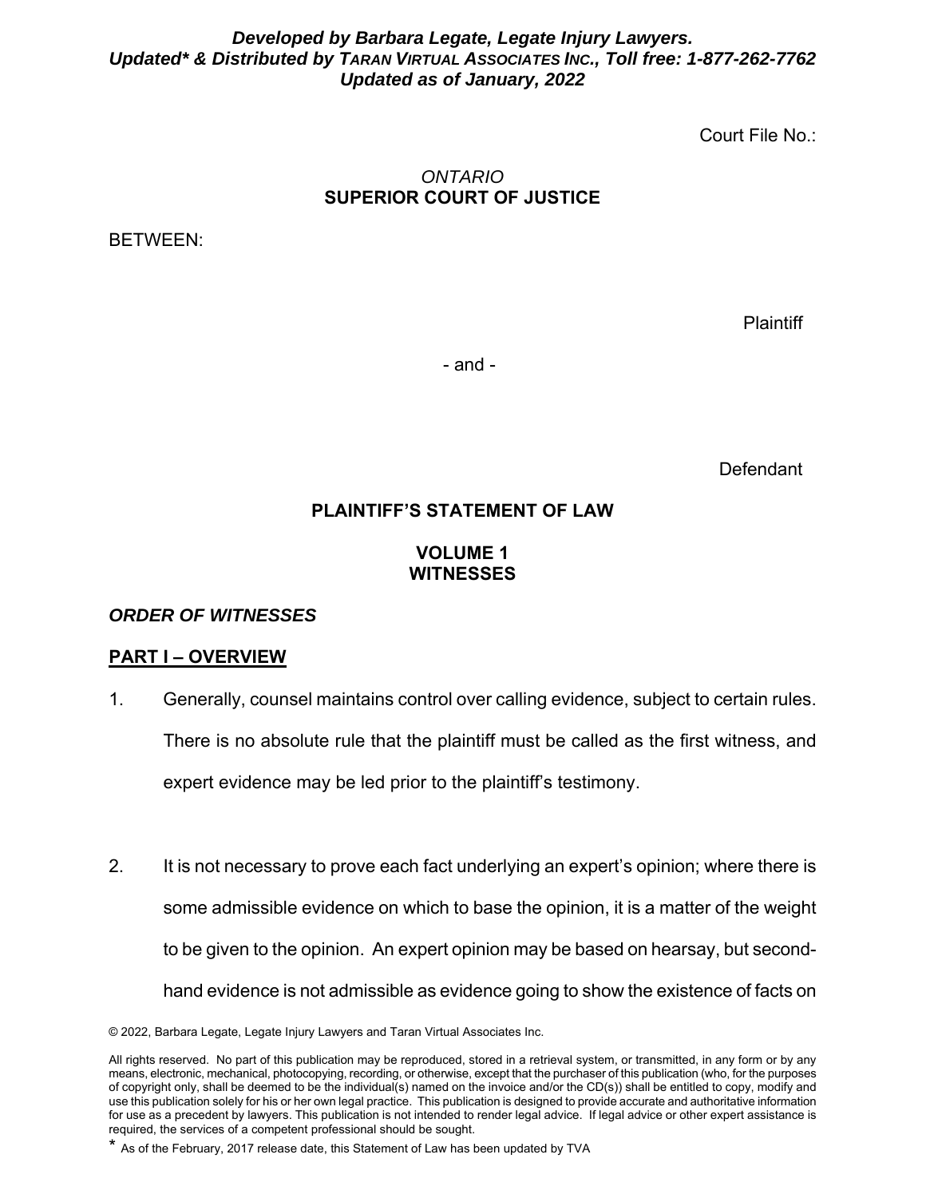***Developed by Barbara Legate, Legate Injury Lawyers.***
***Updated\* & Distributed by TARAN VIRTUAL ASSOCIATES INC., Toll free: 1-877-262-7762***
***Updated as of January, 2022***

Court File No.:

*ONTARIO*
**SUPERIOR COURT OF JUSTICE**

BETWEEN:

Plaintiff

\- and -

Defendant

**PLAINTIFF'S STATEMENT OF LAW**

**VOLUME 1**
**WITNESSES**

***ORDER OF WITNESSES***

**PART I – OVERVIEW**

1. Generally, counsel maintains control over calling evidence, subject to certain rules. There is no absolute rule that the plaintiff must be called as the first witness, and expert evidence may be led prior to the plaintiff's testimony.

2. It is not necessary to prove each fact underlying an expert's opinion; where there is some admissible evidence on which to base the opinion, it is a matter of the weight to be given to the opinion. An expert opinion may be based on hearsay, but second-hand evidence is not admissible as evidence going to show the existence of facts on

© 2022, Barbara Legate, Legate Injury Lawyers and Taran Virtual Associates Inc.

All rights reserved. No part of this publication may be reproduced, stored in a retrieval system, or transmitted, in any form or by any means, electronic, mechanical, photocopying, recording, or otherwise, except that the purchaser of this publication (who, for the purposes of copyright only, shall be deemed to be the individual(s) named on the invoice and/or the CD(s)) shall be entitled to copy, modify and use this publication solely for his or her own legal practice. This publication is designed to provide accurate and authoritative information for use as a precedent by lawyers. This publication is not intended to render legal advice. If legal advice or other expert assistance is required, the services of a competent professional should be sought.

\* As of the February, 2017 release date, this Statement of Law has been updated by TVA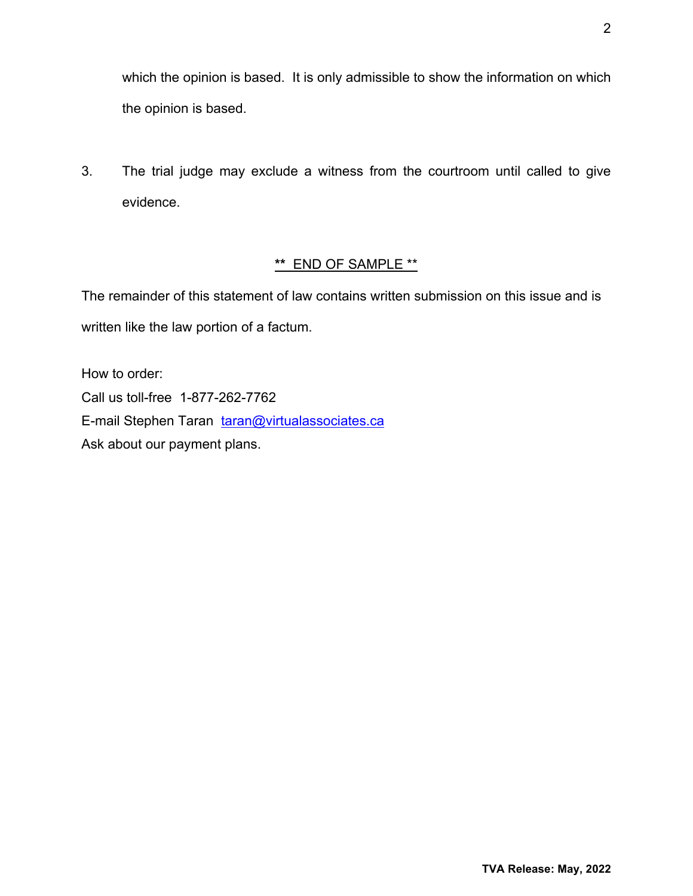which the opinion is based. It is only admissible to show the information on which the opinion is based.

3. The trial judge may exclude a witness from the courtroom until called to give evidence.

**\*\* END OF SAMPLE \*\***

The remainder of this statement of law contains written submission on this issue and is written like the law portion of a factum.

How to order:
Call us toll-free 1-877-262-7762
E-mail Stephen Taran [taran@virtualassociates.ca](mailto:taran@virtualassociates.ca)
Ask about our payment plans.

**TVA Release: May, 2022**